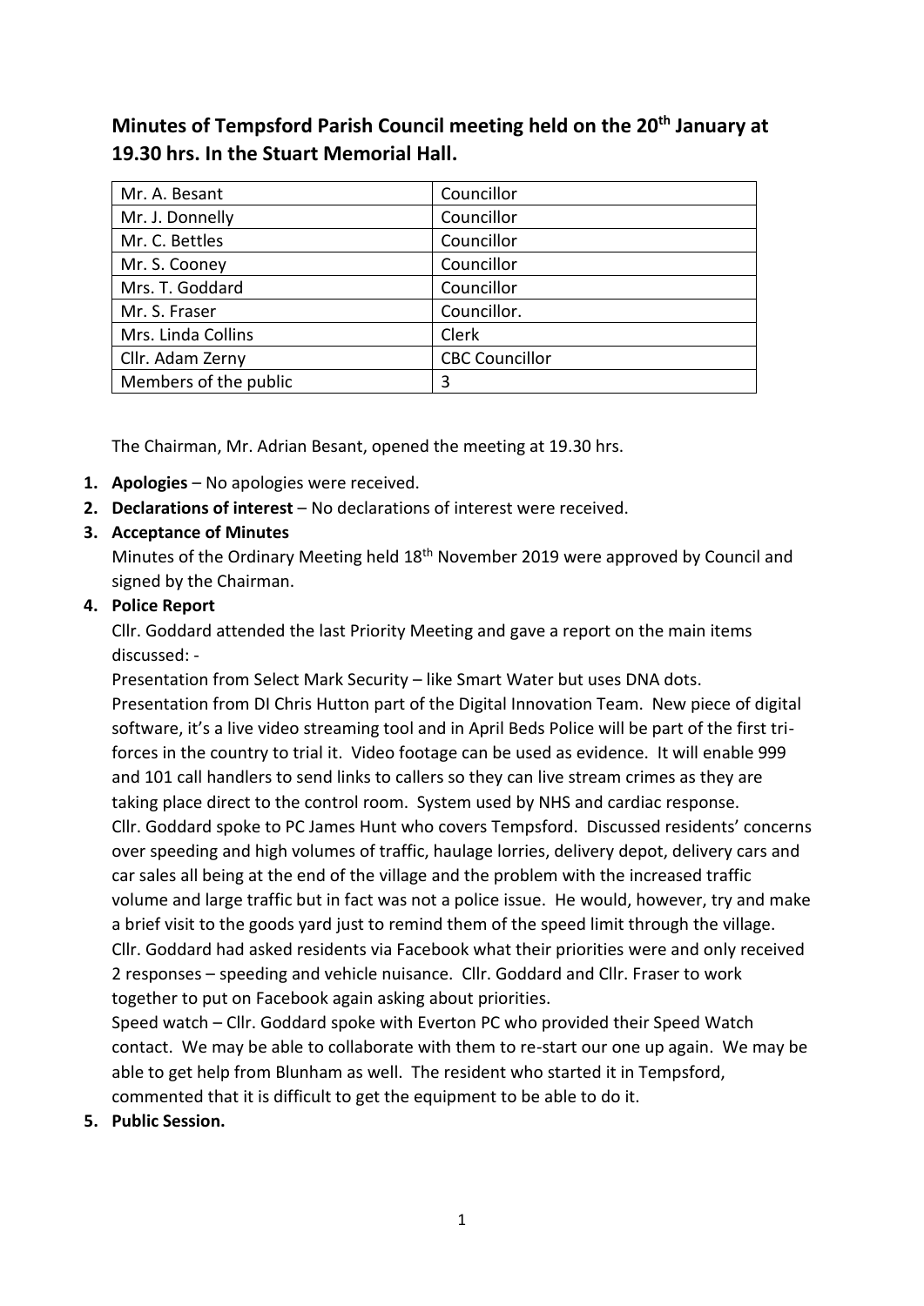# Minutes of Tempsford Parish Council meeting held on the 20th January at 19.30 hrs. In the Stuart Memorial Hall.

| | |
|---|---|
| Mr. A. Besant | Councillor |
| Mr. J. Donnelly | Councillor |
| Mr. C. Bettles | Councillor |
| Mr. S. Cooney | Councillor |
| Mrs. T. Goddard | Councillor |
| Mr. S. Fraser | Councillor. |
| Mrs. Linda Collins | Clerk |
| Cllr. Adam Zerny | CBC Councillor |
| Members of the public | 3 |

The Chairman, Mr. Adrian Besant, opened the meeting at 19.30 hrs.

1. **Apologies** – No apologies were received.
2. **Declarations of interest** – No declarations of interest were received.
3. **Acceptance of Minutes**
   Minutes of the Ordinary Meeting held 18th November 2019 were approved by Council and signed by the Chairman.
4. **Police Report**
   Cllr. Goddard attended the last Priority Meeting and gave a report on the main items discussed: -
   Presentation from Select Mark Security – like Smart Water but uses DNA dots.
   Presentation from DI Chris Hutton part of the Digital Innovation Team. New piece of digital software, it's a live video streaming tool and in April Beds Police will be part of the first tri-forces in the country to trial it. Video footage can be used as evidence. It will enable 999 and 101 call handlers to send links to callers so they can live stream crimes as they are taking place direct to the control room. System used by NHS and cardiac response.
   Cllr. Goddard spoke to PC James Hunt who covers Tempsford. Discussed residents' concerns over speeding and high volumes of traffic, haulage lorries, delivery depot, delivery cars and car sales all being at the end of the village and the problem with the increased traffic volume and large traffic but in fact was not a police issue. He would, however, try and make a brief visit to the goods yard just to remind them of the speed limit through the village.
   Cllr. Goddard had asked residents via Facebook what their priorities were and only received 2 responses – speeding and vehicle nuisance. Cllr. Goddard and Cllr. Fraser to work together to put on Facebook again asking about priorities.
   Speed watch – Cllr. Goddard spoke with Everton PC who provided their Speed Watch contact. We may be able to collaborate with them to re-start our one up again. We may be able to get help from Blunham as well. The resident who started it in Tempsford, commented that it is difficult to get the equipment to be able to do it.
5. **Public Session.**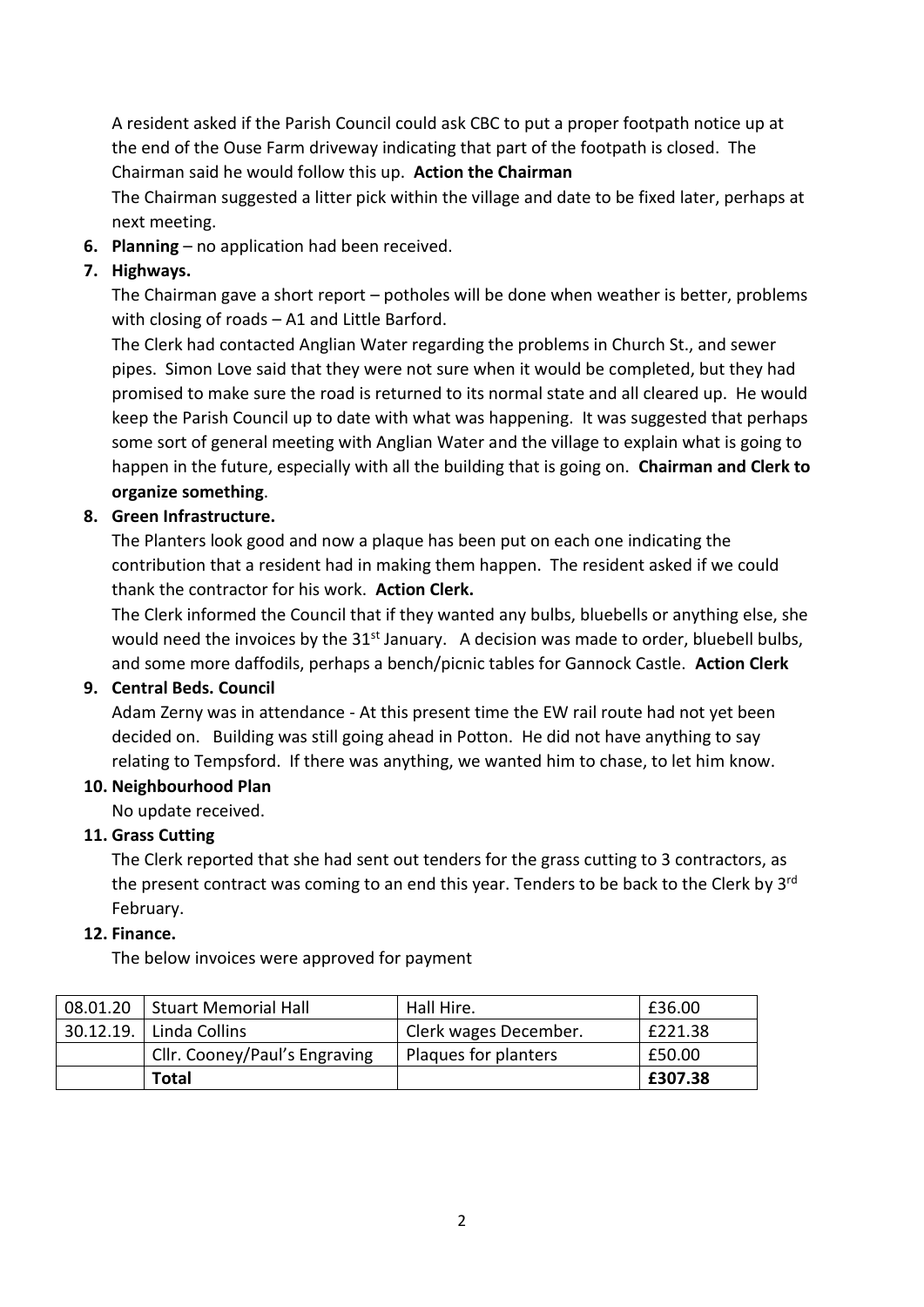A resident asked if the Parish Council could ask CBC to put a proper footpath notice up at the end of the Ouse Farm driveway indicating that part of the footpath is closed. The Chairman said he would follow this up. **Action the Chairman**

The Chairman suggested a litter pick within the village and date to be fixed later, perhaps at next meeting.

6. **Planning** – no application had been received.

7. **Highways.**

   The Chairman gave a short report – potholes will be done when weather is better, problems with closing of roads – A1 and Little Barford.

   The Clerk had contacted Anglian Water regarding the problems in Church St., and sewer pipes. Simon Love said that they were not sure when it would be completed, but they had promised to make sure the road is returned to its normal state and all cleared up. He would keep the Parish Council up to date with what was happening. It was suggested that perhaps some sort of general meeting with Anglian Water and the village to explain what is going to happen in the future, especially with all the building that is going on. **Chairman and Clerk to organize something**.

8. **Green Infrastructure.**

   The Planters look good and now a plaque has been put on each one indicating the contribution that a resident had in making them happen. The resident asked if we could thank the contractor for his work. **Action Clerk.**

   The Clerk informed the Council that if they wanted any bulbs, bluebells or anything else, she would need the invoices by the 31st January. A decision was made to order, bluebell bulbs, and some more daffodils, perhaps a bench/picnic tables for Gannock Castle. **Action Clerk**

9. **Central Beds. Council**

   Adam Zerny was in attendance - At this present time the EW rail route had not yet been decided on. Building was still going ahead in Potton. He did not have anything to say relating to Tempsford. If there was anything, we wanted him to chase, to let him know.

10. **Neighbourhood Plan**

    No update received.

11. **Grass Cutting**

    The Clerk reported that she had sent out tenders for the grass cutting to 3 contractors, as the present contract was coming to an end this year. Tenders to be back to the Clerk by 3rd February.

12. **Finance.**

    The below invoices were approved for payment

| | | | |
|---|---|---|---|
| 08.01.20 | Stuart Memorial Hall | Hall Hire. | £36.00 |
| 30.12.19. | Linda Collins | Clerk wages December. | £221.38 |
| | Cllr. Cooney/Paul's Engraving | Plaques for planters | £50.00 |
| | **Total** | | **£307.38** |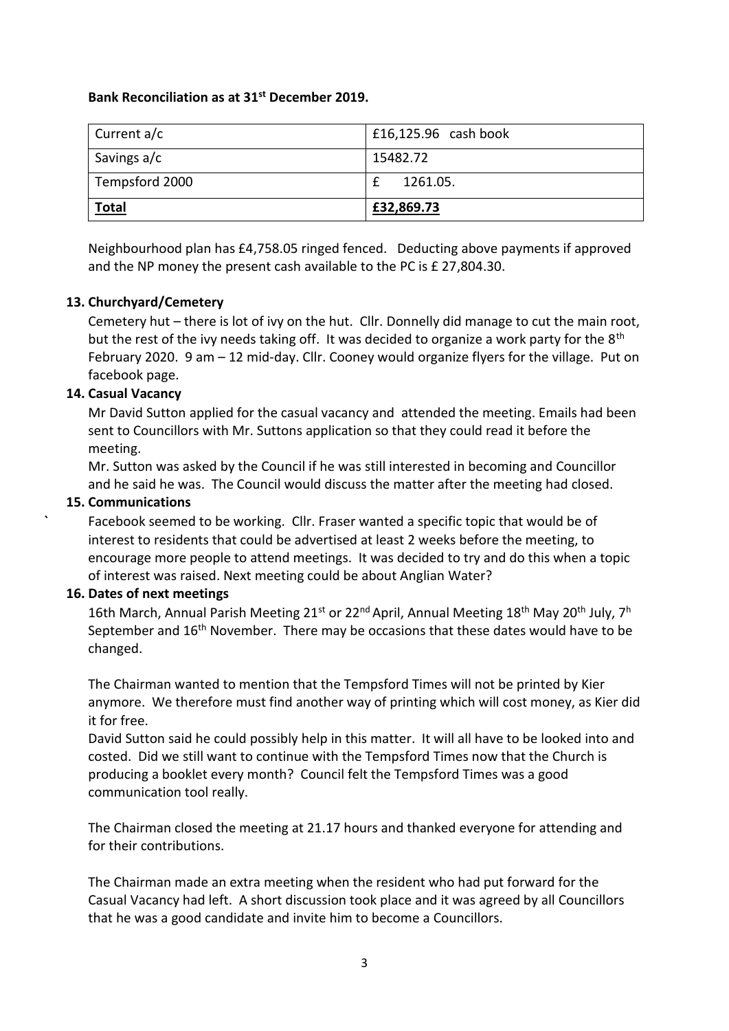**Bank Reconciliation as at 31st December 2019.**

| Current a/c | £16,125.96 cash book |
|---|---|
| Savings a/c | 15482.72 |
| Tempsford 2000 | £ 1261.05. |
| **Total** | **£32,869.73** |

Neighbourhood plan has £4,758.05 ringed fenced. Deducting above payments if approved and the NP money the present cash available to the PC is £ 27,804.30.

**13. Churchyard/Cemetery**

Cemetery hut – there is lot of ivy on the hut. Cllr. Donnelly did manage to cut the main root, but the rest of the ivy needs taking off. It was decided to organize a work party for the 8th February 2020. 9 am – 12 mid-day. Cllr. Cooney would organize flyers for the village. Put on facebook page.

**14. Casual Vacancy**

Mr David Sutton applied for the casual vacancy and attended the meeting. Emails had been sent to Councillors with Mr. Suttons application so that they could read it before the meeting.

Mr. Sutton was asked by the Council if he was still interested in becoming and Councillor and he said he was. The Council would discuss the matter after the meeting had closed.

**15. Communications**

` Facebook seemed to be working. Cllr. Fraser wanted a specific topic that would be of interest to residents that could be advertised at least 2 weeks before the meeting, to encourage more people to attend meetings. It was decided to try and do this when a topic of interest was raised. Next meeting could be about Anglian Water?

**16. Dates of next meetings**

16th March, Annual Parish Meeting 21st or 22nd April, Annual Meeting 18th May 20th July, 7h September and 16th November. There may be occasions that these dates would have to be changed.

The Chairman wanted to mention that the Tempsford Times will not be printed by Kier anymore. We therefore must find another way of printing which will cost money, as Kier did it for free.

David Sutton said he could possibly help in this matter. It will all have to be looked into and costed. Did we still want to continue with the Tempsford Times now that the Church is producing a booklet every month? Council felt the Tempsford Times was a good communication tool really.

The Chairman closed the meeting at 21.17 hours and thanked everyone for attending and for their contributions.

The Chairman made an extra meeting when the resident who had put forward for the Casual Vacancy had left. A short discussion took place and it was agreed by all Councillors that he was a good candidate and invite him to become a Councillors.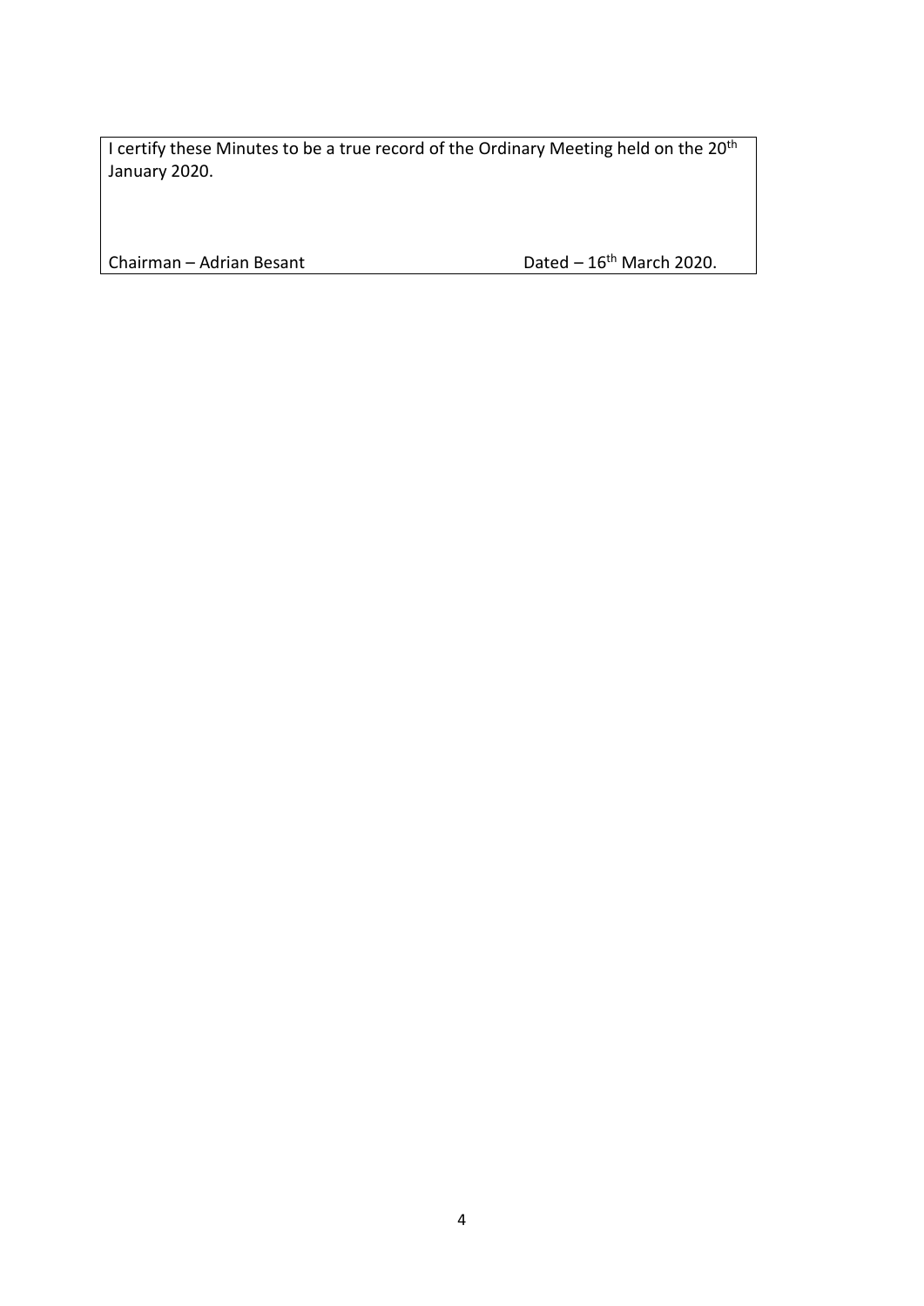I certify these Minutes to be a true record of the Ordinary Meeting held on the 20th January 2020.

Chairman – Adrian Besant

Dated – 16th March 2020.